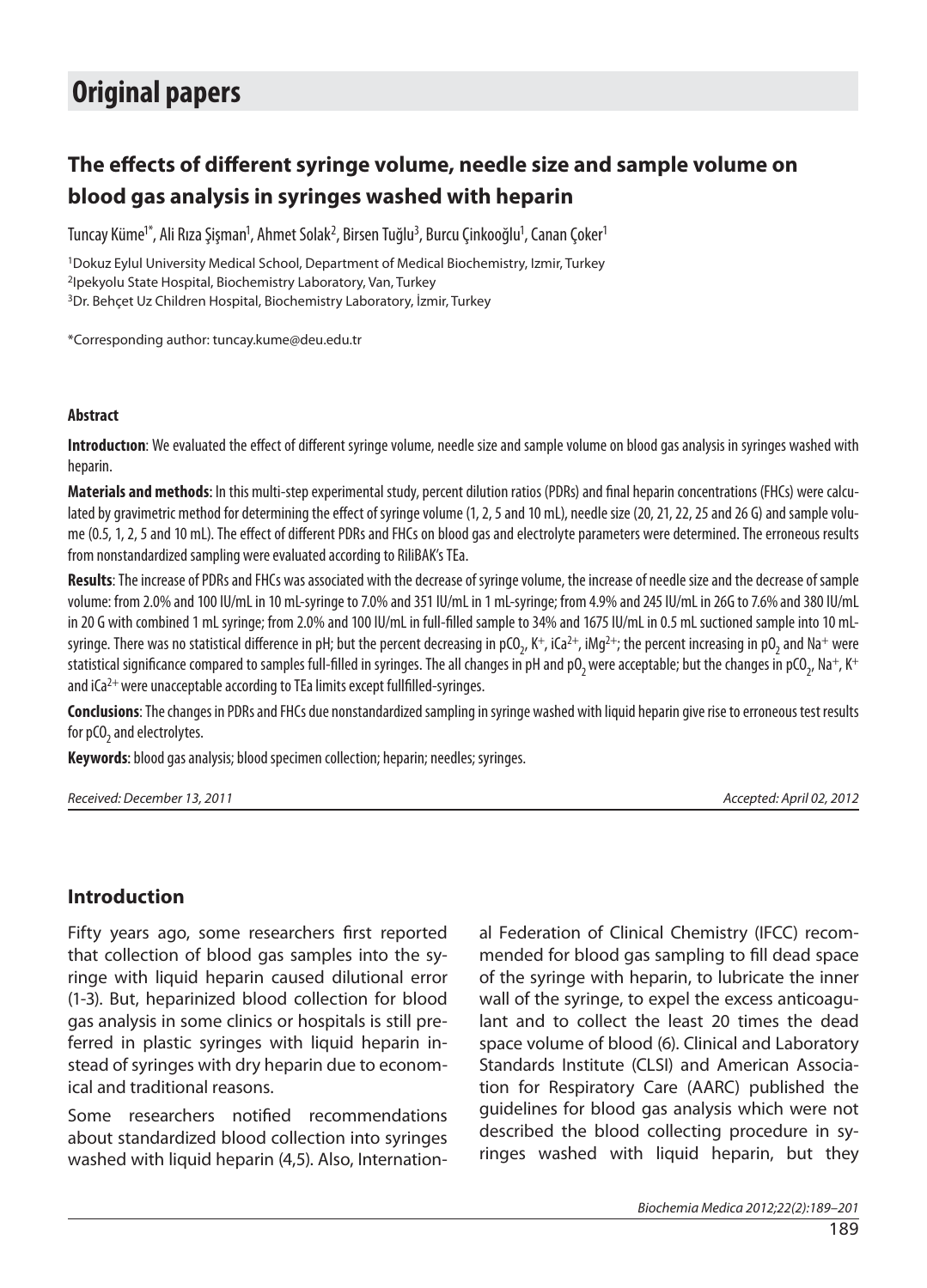# Original papers

## The effects of different syringe volume, needle size and sample volume on blood gas analysis in syringes washed with heparin

Tuncay Küme[1*], Ali Rıza Şişman[1], Ahmet Solak[2], Birsen Tuğlu[3], Burcu Çinkooğlu[1], Canan Çoker[1]

[1]Dokuz Eylul University Medical School, Department of Medical Biochemistry, Izmir, Turkey
[2]Ipekyolu State Hospital, Biochemistry Laboratory, Van, Turkey
[3]Dr. Behçet Uz Children Hospital, Biochemistry Laboratory, İzmir, Turkey

*Corresponding author: tuncay.kume@deu.edu.tr

#### Abstract

**Introductıon**: We evaluated the effect of different syringe volume, needle size and sample volume on blood gas analysis in syringes washed with heparin.

**Materials and methods**: In this multi-step experimental study, percent dilution ratios (PDRs) and final heparin concentrations (FHCs) were calculated by gravimetric method for determining the effect of syringe volume (1, 2, 5 and 10 mL), needle size (20, 21, 22, 25 and 26 G) and sample volume (0.5, 1, 2, 5 and 10 mL). The effect of different PDRs and FHCs on blood gas and electrolyte parameters were determined. The erroneous results from nonstandardized sampling were evaluated according to RiliBAK's TEa.

**Results**: The increase of PDRs and FHCs was associated with the decrease of syringe volume, the increase of needle size and the decrease of sample volume: from 2.0% and 100 IU/mL in 10 mL-syringe to 7.0% and 351 IU/mL in 1 mL-syringe; from 4.9% and 245 IU/mL in 26G to 7.6% and 380 IU/mL in 20 G with combined 1 mL syringe; from 2.0% and 100 IU/mL in full-filled sample to 34% and 1675 IU/mL in 0.5 mL suctioned sample into 10 mL-syringe. There was no statistical difference in pH; but the percent decreasing in $pCO_2$, $K^+$, $iCa^{2+}$, $iMg^{2+}$; the percent increasing in $pO_2$ and $Na^+$ were statistical significance compared to samples full-filled in syringes. The all changes in pH and $pO_2$ were acceptable; but the changes in $pCO_2$, $Na^+$, $K^+$ and $iCa^{2+}$ were unacceptable according to TEa limits except fullfilled-syringes.

**Conclusions**: The changes in PDRs and FHCs due nonstandardized sampling in syringe washed with liquid heparin give rise to erroneous test results for $pCO_2$ and electrolytes.

**Keywords**: blood gas analysis; blood specimen collection; heparin; needles; syringes.

*Received: December 13, 2011* *Accepted: April 02, 2012*

## Introduction

Fifty years ago, some researchers first reported that collection of blood gas samples into the syringe with liquid heparin caused dilutional error (1-3). But, heparinized blood collection for blood gas analysis in some clinics or hospitals is still preferred in plastic syringes with liquid heparin instead of syringes with dry heparin due to economical and traditional reasons.

Some researchers notified recommendations about standardized blood collection into syringes washed with liquid heparin (4,5). Also, International Federation of Clinical Chemistry (IFCC) recommended for blood gas sampling to fill dead space of the syringe with heparin, to lubricate the inner wall of the syringe, to expel the excess anticoagulant and to collect the least 20 times the dead space volume of blood (6). Clinical and Laboratory Standards Institute (CLSI) and American Association for Respiratory Care (AARC) published the guidelines for blood gas analysis which were not described the blood collecting procedure in syringes washed with liquid heparin, but they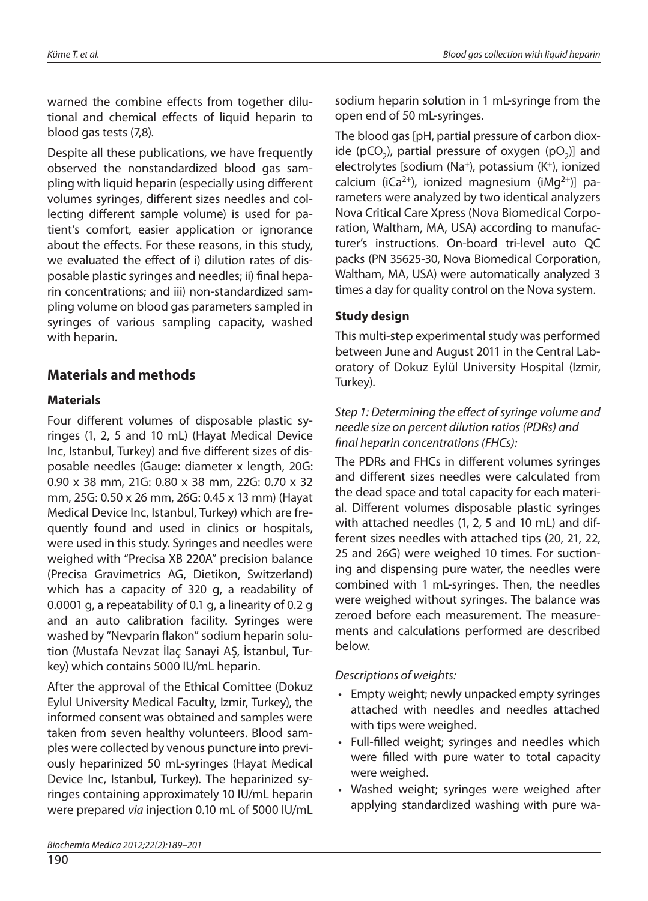warned the combine effects from together dilutional and chemical effects of liquid heparin to blood gas tests (7,8).

Despite all these publications, we have frequently observed the nonstandardized blood gas sampling with liquid heparin (especially using different volumes syringes, different sizes needles and collecting different sample volume) is used for patient's comfort, easier application or ignorance about the effects. For these reasons, in this study, we evaluated the effect of i) dilution rates of disposable plastic syringes and needles; ii) final heparin concentrations; and iii) non-standardized sampling volume on blood gas parameters sampled in syringes of various sampling capacity, washed with heparin.

## Materials and methods

### Materials

Four different volumes of disposable plastic syringes (1, 2, 5 and 10 mL) (Hayat Medical Device Inc, Istanbul, Turkey) and five different sizes of disposable needles (Gauge: diameter x length, 20G: 0.90 x 38 mm, 21G: 0.80 x 38 mm, 22G: 0.70 x 32 mm, 25G: 0.50 x 26 mm, 26G: 0.45 x 13 mm) (Hayat Medical Device Inc, Istanbul, Turkey) which are frequently found and used in clinics or hospitals, were used in this study. Syringes and needles were weighed with "Precisa XB 220A" precision balance (Precisa Gravimetrics AG, Dietikon, Switzerland) which has a capacity of 320 g, a readability of 0.0001 g, a repeatability of 0.1 g, a linearity of 0.2 g and an auto calibration facility. Syringes were washed by "Nevparin flakon" sodium heparin solution (Mustafa Nevzat İlaç Sanayi AŞ, İstanbul, Turkey) which contains 5000 IU/mL heparin.

After the approval of the Ethical Comittee (Dokuz Eylul University Medical Faculty, Izmir, Turkey), the informed consent was obtained and samples were taken from seven healthy volunteers. Blood samples were collected by venous puncture into previously heparinized 50 mL-syringes (Hayat Medical Device Inc, Istanbul, Turkey). The heparinized syringes containing approximately 10 IU/mL heparin were prepared *via* injection 0.10 mL of 5000 IU/mL sodium heparin solution in 1 mL-syringe from the open end of 50 mL-syringes.

The blood gas [pH, partial pressure of carbon dioxide ($pCO_2$), partial pressure of oxygen ($pO_2$)] and electrolytes [sodium ($Na^+$), potassium ($K^+$), ionized calcium ($iCa^{2+}$), ionized magnesium ($iMg^{2+}$)] parameters were analyzed by two identical analyzers Nova Critical Care Xpress (Nova Biomedical Corporation, Waltham, MA, USA) according to manufacturer's instructions. On-board tri-level auto QC packs (PN 35625-30, Nova Biomedical Corporation, Waltham, MA, USA) were automatically analyzed 3 times a day for quality control on the Nova system.

### Study design

This multi-step experimental study was performed between June and August 2011 in the Central Laboratory of Dokuz Eylül University Hospital (Izmir, Turkey).

*Step 1: Determining the effect of syringe volume and needle size on percent dilution ratios (PDRs) and final heparin concentrations (FHCs):*

The PDRs and FHCs in different volumes syringes and different sizes needles were calculated from the dead space and total capacity for each material. Different volumes disposable plastic syringes with attached needles (1, 2, 5 and 10 mL) and different sizes needles with attached tips (20, 21, 22, 25 and 26G) were weighed 10 times. For suctioning and dispensing pure water, the needles were combined with 1 mL-syringes. Then, the needles were weighed without syringes. The balance was zeroed before each measurement. The measurements and calculations performed are described below.

*Descriptions of weights:*

- Empty weight; newly unpacked empty syringes attached with needles and needles attached with tips were weighed.
- Full-filled weight; syringes and needles which were filled with pure water to total capacity were weighed.
- Washed weight; syringes were weighed after applying standardized washing with pure wa-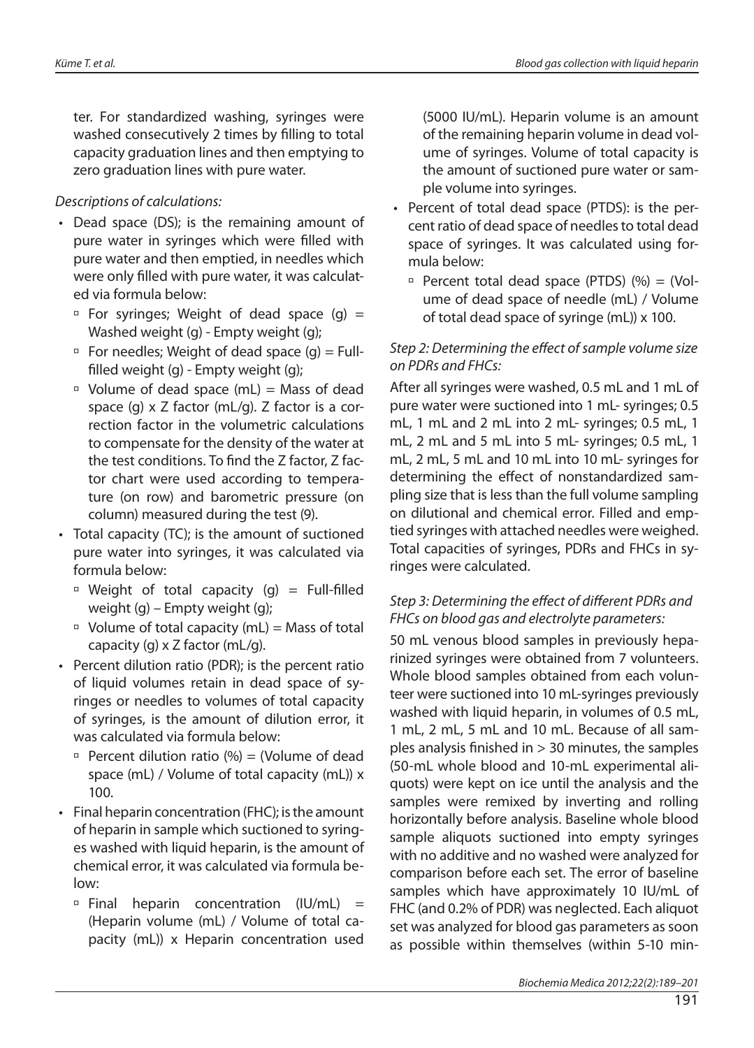ter. For standardized washing, syringes were washed consecutively 2 times by filling to total capacity graduation lines and then emptying to zero graduation lines with pure water.

*Descriptions of calculations:*

- Dead space (DS); is the remaining amount of pure water in syringes which were filled with pure water and then emptied, in needles which were only filled with pure water, it was calculated via formula below:
  - For syringes; Weight of dead space (g) = Washed weight (g) - Empty weight (g);
  - For needles; Weight of dead space (g) = Full-filled weight (g) - Empty weight (g);
  - Volume of dead space (mL) = Mass of dead space (g) x Z factor (mL/g). Z factor is a correction factor in the volumetric calculations to compensate for the density of the water at the test conditions. To find the Z factor, Z factor chart were used according to temperature (on row) and barometric pressure (on column) measured during the test (9).
- Total capacity (TC); is the amount of suctioned pure water into syringes, it was calculated via formula below:
  - Weight of total capacity (g) = Full-filled weight (g) – Empty weight (g);
  - Volume of total capacity (mL) = Mass of total capacity (g) x Z factor (mL/g).
- Percent dilution ratio (PDR); is the percent ratio of liquid volumes retain in dead space of syringes or needles to volumes of total capacity of syringes, is the amount of dilution error, it was calculated via formula below:
  - Percent dilution ratio (%) = (Volume of dead space (mL) / Volume of total capacity (mL)) x 100.
- Final heparin concentration (FHC); is the amount of heparin in sample which suctioned to syringes washed with liquid heparin, is the amount of chemical error, it was calculated via formula below:
  - Final heparin concentration (IU/mL) = (Heparin volume (mL) / Volume of total capacity (mL)) x Heparin concentration used (5000 IU/mL). Heparin volume is an amount of the remaining heparin volume in dead volume of syringes. Volume of total capacity is the amount of suctioned pure water or sample volume into syringes.
- Percent of total dead space (PTDS): is the percent ratio of dead space of needles to total dead space of syringes. It was calculated using formula below:
  - Percent total dead space (PTDS) (%) = (Volume of dead space of needle (mL) / Volume of total dead space of syringe (mL)) x 100.

*Step 2: Determining the effect of sample volume size on PDRs and FHCs:*

After all syringes were washed, 0.5 mL and 1 mL of pure water were suctioned into 1 mL- syringes; 0.5 mL, 1 mL and 2 mL into 2 mL- syringes; 0.5 mL, 1 mL, 2 mL and 5 mL into 5 mL- syringes; 0.5 mL, 1 mL, 2 mL, 5 mL and 10 mL into 10 mL- syringes for determining the effect of nonstandardized sampling size that is less than the full volume sampling on dilutional and chemical error. Filled and emptied syringes with attached needles were weighed. Total capacities of syringes, PDRs and FHCs in syringes were calculated.

*Step 3: Determining the effect of different PDRs and FHCs on blood gas and electrolyte parameters:*

50 mL venous blood samples in previously heparinized syringes were obtained from 7 volunteers. Whole blood samples obtained from each volunteer were suctioned into 10 mL-syringes previously washed with liquid heparin, in volumes of 0.5 mL, 1 mL, 2 mL, 5 mL and 10 mL. Because of all samples analysis finished in > 30 minutes, the samples (50-mL whole blood and 10-mL experimental aliquots) were kept on ice until the analysis and the samples were remixed by inverting and rolling horizontally before analysis. Baseline whole blood sample aliquots suctioned into empty syringes with no additive and no washed were analyzed for comparison before each set. The error of baseline samples which have approximately 10 IU/mL of FHC (and 0.2% of PDR) was neglected. Each aliquot set was analyzed for blood gas parameters as soon as possible within themselves (within 5-10 min-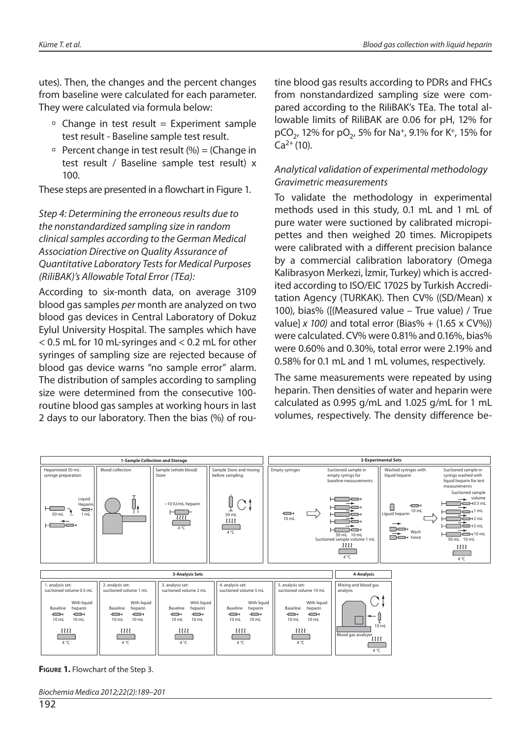utes). Then, the changes and the percent changes from baseline were calculated for each parameter. They were calculated via formula below:

- Change in test result = Experiment sample test result - Baseline sample test result.
- Percent change in test result (%) = (Change in test result / Baseline sample test result) x 100.

These steps are presented in a flowchart in Figure 1.

*Step 4: Determining the erroneous results due to the nonstandardized sampling size in random clinical samples according to the German Medical Association Directive on Quality Assurance of Quantitative Laboratory Tests for Medical Purposes (RiliBAK)'s Allowable Total Error (TEa):*

According to six-month data, on average 3109 blood gas samples *per* month are analyzed on two blood gas devices in Central Laboratory of Dokuz Eylul University Hospital. The samples which have < 0.5 mL for 10 mL-syringes and < 0.2 mL for other syringes of sampling size are rejected because of blood gas device warns "no sample error" alarm. The distribution of samples according to sampling size were determined from the consecutive 100-routine blood gas samples at working hours in last 2 days to our laboratory. Then the bias (%) of routine blood gas results according to PDRs and FHCs from nonstandardized sampling size were compared according to the RiliBAK's TEa. The total allowable limits of RiliBAK are 0.06 for pH, 12% for $pCO_2$, 12% for $pO_2$, 5% for $Na^+$, 9.1% for $K^+$, 15% for $Ca^{2+}$ (10).

*Analytical validation of experimental methodology*
*Gravimetric measurements*

To validate the methodology in experimental methods used in this study, 0.1 mL and 1 mL of pure water were suctioned by calibrated micropipettes and then weighed 20 times. Micropipets were calibrated with a different precision balance by a commercial calibration laboratory (Omega Kalibrasyon Merkezi, İzmir, Turkey) which is accredited according to ISO/EIC 17025 by Turkish Accreditation Agency (TURKAK). Then CV% ((SD/Mean) x 100), bias% ([(Measured value – True value) / True value] *x 100)* and total error (Bias% + (1.65 x CV%)) were calculated. CV% were 0.81% and 0.16%, bias% were 0.60% and 0.30%, total error were 2.19% and 0.58% for 0.1 mL and 1 mL volumes, respectively.

The same measurements were repeated by using heparin. Then densities of water and heparin were calculated as 0.995 g/mL and 1.025 g/mL for 1 mL volumes, respectively. The density difference be-

**Figure 1.** Flowchart of the Step 3.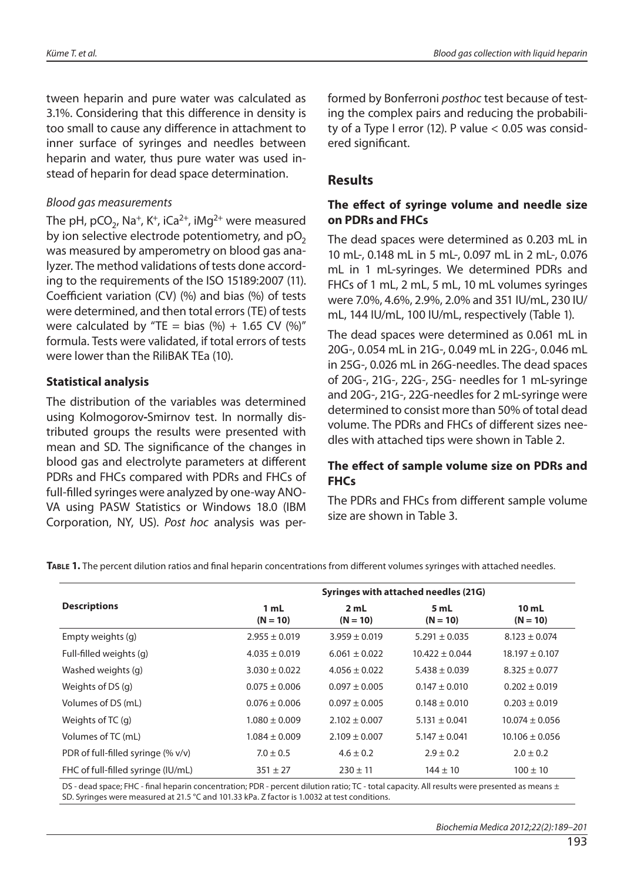tween heparin and pure water was calculated as 3.1%. Considering that this difference in density is too small to cause any difference in attachment to inner surface of syringes and needles between heparin and water, thus pure water was used instead of heparin for dead space determination.

### *Blood gas measurements*

The pH, $pCO_2$, $Na^+$, $K^+$, $iCa^{2+}$, $iMg^{2+}$ were measured by ion selective electrode potentiometry, and $pO_2$ was measured by amperometry on blood gas analyzer. The method validations of tests done according to the requirements of the ISO 15189:2007 (11). Coefficient variation (CV) (%) and bias (%) of tests were determined, and then total errors (TE) of tests were calculated by "TE = bias (%) + 1.65 CV (%)" formula. Tests were validated, if total errors of tests were lower than the RiliBAK TEa (10).

### **Statistical analysis**

The distribution of the variables was determined using Kolmogorov-Smirnov test. In normally distributed groups the results were presented with mean and SD. The significance of the changes in blood gas and electrolyte parameters at different PDRs and FHCs compared with PDRs and FHCs of full-filled syringes were analyzed by one-way ANOVA using PASW Statistics or Windows 18.0 (IBM Corporation, NY, US). *Post hoc* analysis was performed by Bonferroni *posthoc* test because of testing the complex pairs and reducing the probability of a Type I error (12). P value < 0.05 was considered significant.

## **Results**

### **The effect of syringe volume and needle size on PDRs and FHCs**

The dead spaces were determined as 0.203 mL in 10 mL-, 0.148 mL in 5 mL-, 0.097 mL in 2 mL-, 0.076 mL in 1 mL-syringes. We determined PDRs and FHCs of 1 mL, 2 mL, 5 mL, 10 mL volumes syringes were 7.0%, 4.6%, 2.9%, 2.0% and 351 IU/mL, 230 IU/mL, 144 IU/mL, 100 IU/mL, respectively (Table 1).

The dead spaces were determined as 0.061 mL in 20G-, 0.054 mL in 21G-, 0.049 mL in 22G-, 0.046 mL in 25G-, 0.026 mL in 26G-needles. The dead spaces of 20G-, 21G-, 22G-, 25G- needles for 1 mL-syringe and 20G-, 21G-, 22G-needles for 2 mL-syringe were determined to consist more than 50% of total dead volume. The PDRs and FHCs of different sizes needles with attached tips were shown in Table 2.

### **The effect of sample volume size on PDRs and FHCs**

The PDRs and FHCs from different sample volume size are shown in Table 3.

**Table 1.** The percent dilution ratios and final heparin concentrations from different volumes syringes with attached needles.

| Descriptions | Syringes with attached needles (21G) | | | |
|---|---|---|---|---|
| | 1 mL (N = 10) | 2 mL (N = 10) | 5 mL (N = 10) | 10 mL (N = 10) |
| Empty weights (g) | 2.955 ± 0.019 | 3.959 ± 0.019 | 5.291 ± 0.035 | 8.123 ± 0.074 |
| Full-filled weights (g) | 4.035 ± 0.019 | 6.061 ± 0.022 | 10.422 ± 0.044 | 18.197 ± 0.107 |
| Washed weights (g) | 3.030 ± 0.022 | 4.056 ± 0.022 | 5.438 ± 0.039 | 8.325 ± 0.077 |
| Weights of DS (g) | 0.075 ± 0.006 | 0.097 ± 0.005 | 0.147 ± 0.010 | 0.202 ± 0.019 |
| Volumes of DS (mL) | 0.076 ± 0.006 | 0.097 ± 0.005 | 0.148 ± 0.010 | 0.203 ± 0.019 |
| Weights of TC (g) | 1.080 ± 0.009 | 2.102 ± 0.007 | 5.131 ± 0.041 | 10.074 ± 0.056 |
| Volumes of TC (mL) | 1.084 ± 0.009 | 2.109 ± 0.007 | 5.147 ± 0.041 | 10.106 ± 0.056 |
| PDR of full-filled syringe (% v/v) | 7.0 ± 0.5 | 4.6 ± 0.2 | 2.9 ± 0.2 | 2.0 ± 0.2 |
| FHC of full-filled syringe (IU/mL) | 351 ± 27 | 230 ± 11 | 144 ± 10 | 100 ± 10 |

DS - dead space; FHC - final heparin concentration; PDR - percent dilution ratio; TC - total capacity. All results were presented as means ± SD. Syringes were measured at 21.5 °C and 101.33 kPa. Z factor is 1.0032 at test conditions.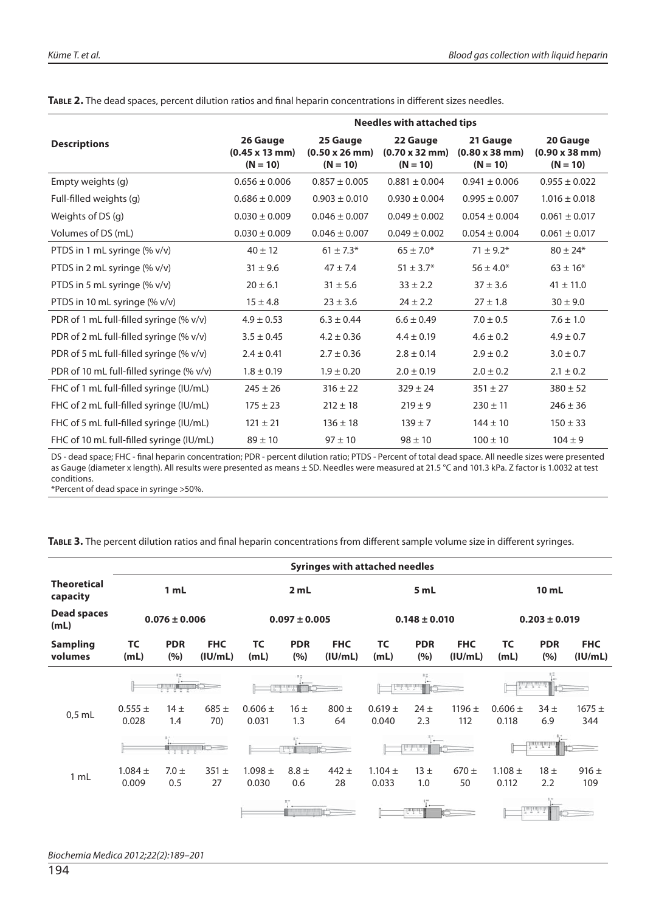**Table 2.** The dead spaces, percent dilution ratios and final heparin concentrations in different sizes needles.

| Descriptions | Needles with attached tips | | | | |
|---|---|---|---|---|---|
| | 26 Gauge (0.45 x 13 mm) (N = 10) | 25 Gauge (0.50 x 26 mm) (N = 10) | 22 Gauge (0.70 x 32 mm) (N = 10) | 21 Gauge (0.80 x 38 mm) (N = 10) | 20 Gauge (0.90 x 38 mm) (N = 10) |
| Empty weights (g) | 0.656 ± 0.006 | 0.857 ± 0.005 | 0.881 ± 0.004 | 0.941 ± 0.006 | 0.955 ± 0.022 |
| Full-filled weights (g) | 0.686 ± 0.009 | 0.903 ± 0.010 | 0.930 ± 0.004 | 0.995 ± 0.007 | 1.016 ± 0.018 |
| Weights of DS (g) | 0.030 ± 0.009 | 0.046 ± 0.007 | 0.049 ± 0.002 | 0.054 ± 0.004 | 0.061 ± 0.017 |
| Volumes of DS (mL) | 0.030 ± 0.009 | 0.046 ± 0.007 | 0.049 ± 0.002 | 0.054 ± 0.004 | 0.061 ± 0.017 |
| PTDS in 1 mL syringe (% v/v) | 40 ± 12 | 61 ± 7.3* | 65 ± 7.0* | 71 ± 9.2* | 80 ± 24* |
| PTDS in 2 mL syringe (% v/v) | 31 ± 9.6 | 47 ± 7.4 | 51 ± 3.7* | 56 ± 4.0* | 63 ± 16* |
| PTDS in 5 mL syringe (% v/v) | 20 ± 6.1 | 31 ± 5.6 | 33 ± 2.2 | 37 ± 3.6 | 41 ± 11.0 |
| PTDS in 10 mL syringe (% v/v) | 15 ± 4.8 | 23 ± 3.6 | 24 ± 2.2 | 27 ± 1.8 | 30 ± 9.0 |
| PDR of 1 mL full-filled syringe (% v/v) | 4.9 ± 0.53 | 6.3 ± 0.44 | 6.6 ± 0.49 | 7.0 ± 0.5 | 7.6 ± 1.0 |
| PDR of 2 mL full-filled syringe (% v/v) | 3.5 ± 0.45 | 4.2 ± 0.36 | 4.4 ± 0.19 | 4.6 ± 0.2 | 4.9 ± 0.7 |
| PDR of 5 mL full-filled syringe (% v/v) | 2.4 ± 0.41 | 2.7 ± 0.36 | 2.8 ± 0.14 | 2.9 ± 0.2 | 3.0 ± 0.7 |
| PDR of 10 mL full-filled syringe (% v/v) | 1.8 ± 0.19 | 1.9 ± 0.20 | 2.0 ± 0.19 | 2.0 ± 0.2 | 2.1 ± 0.2 |
| FHC of 1 mL full-filled syringe (IU/mL) | 245 ± 26 | 316 ± 22 | 329 ± 24 | 351 ± 27 | 380 ± 52 |
| FHC of 2 mL full-filled syringe (IU/mL) | 175 ± 23 | 212 ± 18 | 219 ± 9 | 230 ± 11 | 246 ± 36 |
| FHC of 5 mL full-filled syringe (IU/mL) | 121 ± 21 | 136 ± 18 | 139 ± 7 | 144 ± 10 | 150 ± 33 |
| FHC of 10 mL full-filled syringe (IU/mL) | 89 ± 10 | 97 ± 10 | 98 ± 10 | 100 ± 10 | 104 ± 9 |

DS - dead space; FHC - final heparin concentration; PDR - percent dilution ratio; PTDS - Percent of total dead space. All needle sizes were presented as Gauge (diameter x length). All results were presented as means ± SD. Needles were measured at 21.5 °C and 101.3 kPa. Z factor is 1.0032 at test conditions.
*Percent of dead space in syringe >50%.

**Table 3.** The percent dilution ratios and final heparin concentrations from different sample volume size in different syringes.

| | Syringes with attached needles | | | | | | | | | | | |
|---|---|---|---|---|---|---|---|---|---|---|---|---|
| **Theoretical capacity** | 1 mL | | | 2 mL | | | 5 mL | | | 10 mL | | |
| **Dead spaces (mL)** | 0.076 ± 0.006 | | | 0.097 ± 0.005 | | | 0.148 ± 0.010 | | | 0.203 ± 0.019 | | |
| **Sampling volumes** | TC (mL) | PDR (%) | FHC (IU/mL) | TC (mL) | PDR (%) | FHC (IU/mL) | TC (mL) | PDR (%) | FHC (IU/mL) | TC (mL) | PDR (%) | FHC (IU/mL) |
| 0,5 mL | 0.555 ± 0.028 | 14 ± 1.4 | 685 ± 70) | 0.606 ± 0.031 | 16 ± 1.3 | 800 ± 64 | 0.619 ± 0.040 | 24 ± 2.3 | 1196 ± 112 | 0.606 ± 0.118 | 34 ± 6.9 | 1675 ± 344 |
| 1 mL | 1.084 ± 0.009 | 7.0 ± 0.5 | 351 ± 27 | 1.098 ± 0.030 | 8.8 ± 0.6 | 442 ± 28 | 1.104 ± 0.033 | 13 ± 1.0 | 670 ± 50 | 1.108 ± 0.112 | 18 ± 2.2 | 916 ± 109 |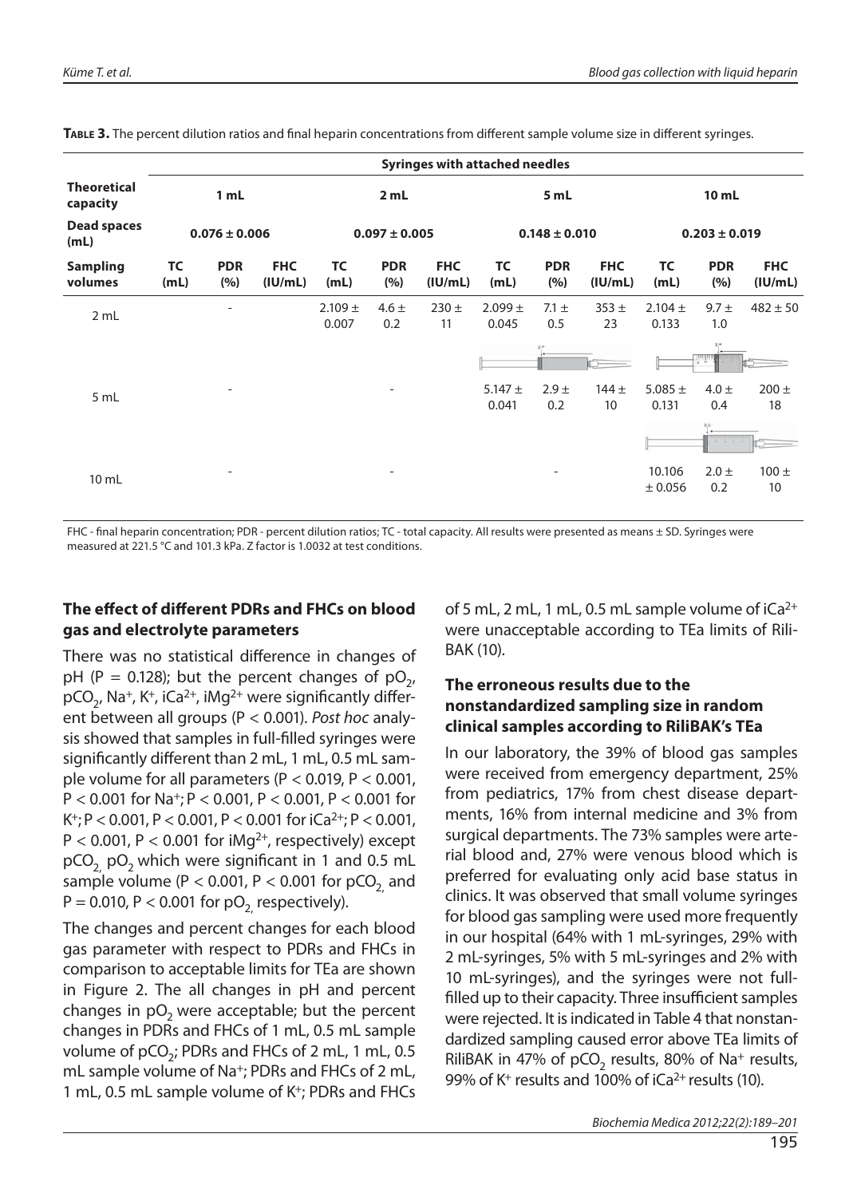**Table 3.** The percent dilution ratios and final heparin concentrations from different sample volume size in different syringes.

| | Syringes with attached needles | | | | | | | | | | | |
|---|---|---|---|---|---|---|---|---|---|---|---|---|
| **Theoretical capacity** | **1 mL** | | | **2 mL** | | | **5 mL** | | | **10 mL** | | |
| **Dead spaces (mL)** | **0.076 ± 0.006** | | | **0.097 ± 0.005** | | | **0.148 ± 0.010** | | | **0.203 ± 0.019** | | |
| **Sampling volumes** | **TC (mL)** | **PDR (%)** | **FHC (IU/mL)** | **TC (mL)** | **PDR (%)** | **FHC (IU/mL)** | **TC (mL)** | **PDR (%)** | **FHC (IU/mL)** | **TC (mL)** | **PDR (%)** | **FHC (IU/mL)** |
| 2 mL | | - | | 2.109 ± 0.007 | 4.6 ± 0.2 | 230 ± 11 | 2.099 ± 0.045 | 7.1 ± 0.5 | 353 ± 23 | 2.104 ± 0.133 | 9.7 ± 1.0 | 482 ± 50 |
| 5 mL | | - | | | - | | 5.147 ± 0.041 | 2.9 ± 0.2 | 144 ± 10 | 5.085 ± 0.131 | 4.0 ± 0.4 | 200 ± 18 |
| 10 mL | | - | | | - | | | - | | 10.106 ± 0.056 | 2.0 ± 0.2 | 100 ± 10 |

FHC - final heparin concentration; PDR - percent dilution ratios; TC - total capacity. All results were presented as means ± SD. Syringes were measured at 221.5 °C and 101.3 kPa. Z factor is 1.0032 at test conditions.

### The effect of different PDRs and FHCs on blood gas and electrolyte parameters

There was no statistical difference in changes of pH ($P = 0.128$); but the percent changes of $pO_2$, $pCO_2$, $Na^+$, $K^+$, $iCa^{2+}$, $iMg^{2+}$ were significantly different between all groups ($P < 0.001$). *Post hoc* analysis showed that samples in full-filled syringes were significantly different than 2 mL, 1 mL, 0.5 mL sample volume for all parameters ($P < 0.019$, $P < 0.001$, $P < 0.001$ for $Na^+$; $P < 0.001$, $P < 0.001$, $P < 0.001$ for $K^+$; $P < 0.001$, $P < 0.001$, $P < 0.001$ for $iCa^{2+}$; $P < 0.001$, $P < 0.001$, $P < 0.001$ for $iMg^{2+}$, respectively) except $pCO_2$, $pO_2$ which were significant in 1 and 0.5 mL sample volume ($P < 0.001$, $P < 0.001$ for $pCO_2$ and $P = 0.010$, $P < 0.001$ for $pO_2$, respectively).

The changes and percent changes for each blood gas parameter with respect to PDRs and FHCs in comparison to acceptable limits for TEa are shown in Figure 2. The all changes in pH and percent changes in $pO_2$ were acceptable; but the percent changes in PDRs and FHCs of 1 mL, 0.5 mL sample volume of $pCO_2$; PDRs and FHCs of 2 mL, 1 mL, 0.5 mL sample volume of $Na^+$; PDRs and FHCs of 2 mL, 1 mL, 0.5 mL sample volume of $K^+$; PDRs and FHCs of 5 mL, 2 mL, 1 mL, 0.5 mL sample volume of $iCa^{2+}$ were unacceptable according to TEa limits of RiliBAK (10).

### The erroneous results due to the nonstandardized sampling size in random clinical samples according to RiliBAK's TEa

In our laboratory, the 39% of blood gas samples were received from emergency department, 25% from pediatrics, 17% from chest disease departments, 16% from internal medicine and 3% from surgical departments. The 73% samples were arterial blood and, 27% were venous blood which is preferred for evaluating only acid base status in clinics. It was observed that small volume syringes for blood gas sampling were used more frequently in our hospital (64% with 1 mL-syringes, 29% with 2 mL-syringes, 5% with 5 mL-syringes and 2% with 10 mL-syringes), and the syringes were not full-filled up to their capacity. Three insufficient samples were rejected. It is indicated in Table 4 that nonstandardized sampling caused error above TEa limits of RiliBAK in 47% of $pCO_2$ results, 80% of $Na^+$ results, 99% of $K^+$ results and 100% of $iCa^{2+}$ results (10).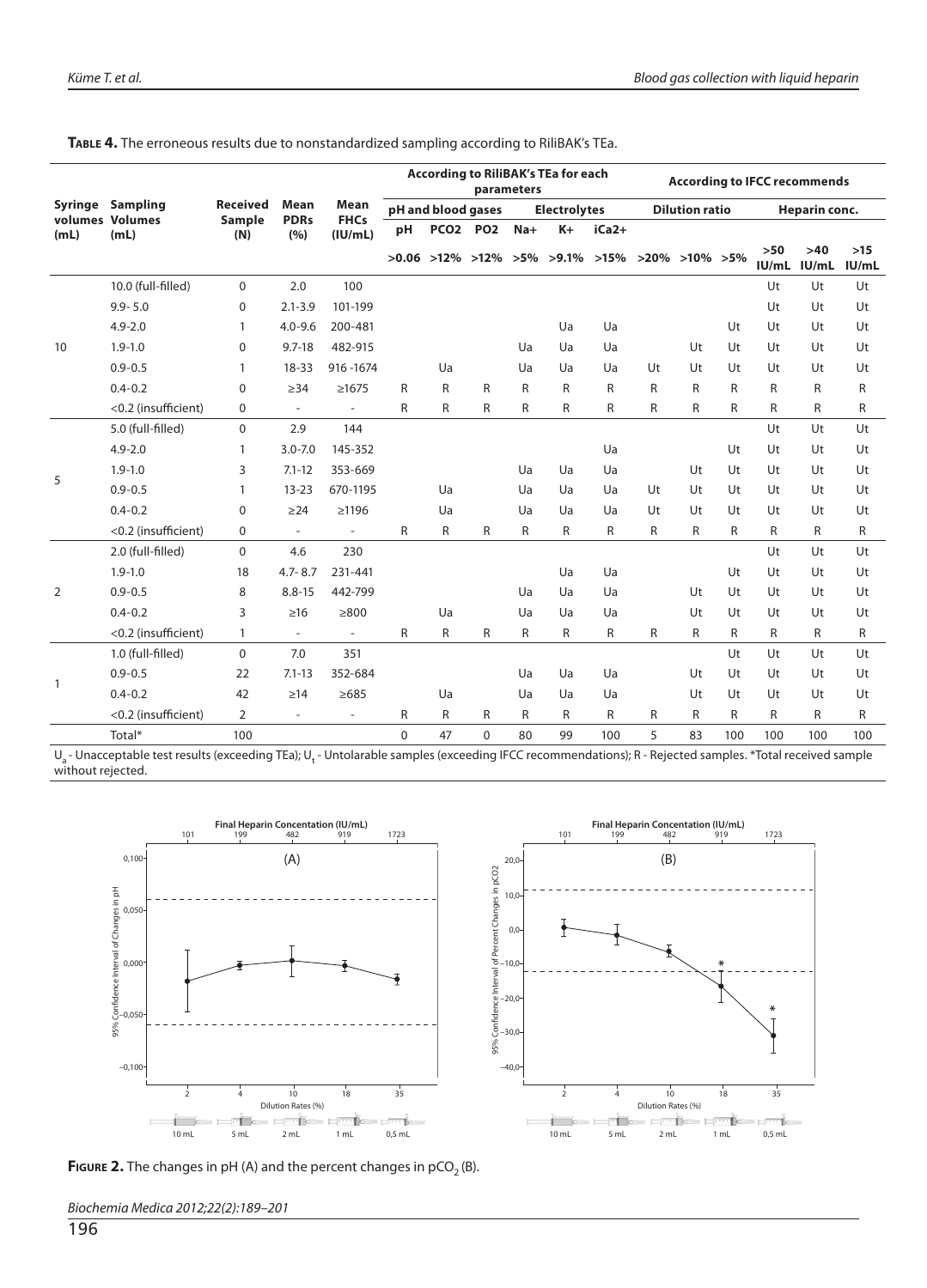**Table 4.** The erroneous results due to nonstandardized sampling according to RiliBAK's TEa.

| Syringe volumes (mL) | Sampling Volumes (mL) | Received Sample (N) | Mean PDRs (%) | Mean FHCs (IU/mL) | According to RiliBAK's TEa for each parameters | | | | | | According to IFCC recommends | | | | | |
|---|---|---|---|---|---|---|---|---|---|---|---|---|---|---|---|---|
| | | | | | pH and blood gases | | | Electrolytes | | | Dilution ratio | | | Heparin conc. | | |
| | | | | | pH | $PCO_2$ | $PO_2$ | $Na^+$ | $K^+$ | $iCa^{2+}$ | | | | | | |
| | | | | | >0.06 | >12% | >12% | >5% | >9.1% | >15% | >20% | >10% | >5% | >50 IU/mL | >40 IU/mL | >15 IU/mL |
| 10 | 10.0 (full-filled) | 0 | 2.0 | 100 | | | | | | | | | | Ut | Ut | Ut |
| | 9.9- 5.0 | 0 | 2.1-3.9 | 101-199 | | | | | | | | | | Ut | Ut | Ut |
| | 4.9-2.0 | 1 | 4.0-9.6 | 200-481 | | | | | Ua | Ua | | | Ut | Ut | Ut | Ut |
| | 1.9-1.0 | 0 | 9.7-18 | 482-915 | | | | Ua | Ua | Ua | | Ut | Ut | Ut | Ut | Ut |
| | 0.9-0.5 | 1 | 18-33 | 916 -1674 | | Ua | | Ua | Ua | Ua | Ut | Ut | Ut | Ut | Ut | Ut |
| | 0.4-0.2 | 0 | ≥34 | ≥1675 | R | R | R | R | R | R | R | R | R | R | R | R |
| | <0.2 (insufficient) | 0 | - | - | R | R | R | R | R | R | R | R | R | R | R | R |
| 5 | 5.0 (full-filled) | 0 | 2.9 | 144 | | | | | | | | | | Ut | Ut | Ut |
| | 4.9-2.0 | 1 | 3.0-7.0 | 145-352 | | | | | | Ua | | | Ut | Ut | Ut | Ut |
| | 1.9-1.0 | 3 | 7.1-12 | 353-669 | | | | Ua | Ua | Ua | | Ut | Ut | Ut | Ut | Ut |
| | 0.9-0.5 | 1 | 13-23 | 670-1195 | | Ua | | Ua | Ua | Ua | Ut | Ut | Ut | Ut | Ut | Ut |
| | 0.4-0.2 | 0 | ≥24 | ≥1196 | | Ua | | Ua | Ua | Ua | Ut | Ut | Ut | Ut | Ut | Ut |
| | <0.2 (insufficient) | 0 | - | - | R | R | R | R | R | R | R | R | R | R | R | R |
| 2 | 2.0 (full-filled) | 0 | 4.6 | 230 | | | | | | | | | | Ut | Ut | Ut |
| | 1.9-1.0 | 18 | 4.7- 8.7 | 231-441 | | | | | Ua | Ua | | | Ut | Ut | Ut | Ut |
| | 0.9-0.5 | 8 | 8.8-15 | 442-799 | | | | Ua | Ua | Ua | | Ut | Ut | Ut | Ut | Ut |
| | 0.4-0.2 | 3 | ≥16 | ≥800 | | Ua | | Ua | Ua | Ua | | Ut | Ut | Ut | Ut | Ut |
| | <0.2 (insufficient) | 1 | - | - | R | R | R | R | R | R | R | R | R | R | R | R |
| 1 | 1.0 (full-filled) | 0 | 7.0 | 351 | | | | | | | | | Ut | Ut | Ut | Ut |
| | 0.9-0.5 | 22 | 7.1-13 | 352-684 | | | | Ua | Ua | Ua | | Ut | Ut | Ut | Ut | Ut |
| | 0.4-0.2 | 42 | ≥14 | ≥685 | | Ua | | Ua | Ua | Ua | | Ut | Ut | Ut | Ut | Ut |
| | <0.2 (insufficient) | 2 | - | - | R | R | R | R | R | R | R | R | R | R | R | R |
| | Total* | 100 | | | 0 | 47 | 0 | 80 | 99 | 100 | 5 | 83 | 100 | 100 | 100 | 100 |

$U_a$ - Unacceptable test results (exceeding TEa); $U_t$ - Untolarable samples (exceeding IFCC recommendations); R - Rejected samples. *Total received sample without rejected.

**Figure 2.** The changes in pH (A) and the percent changes in $pCO_2$ (B).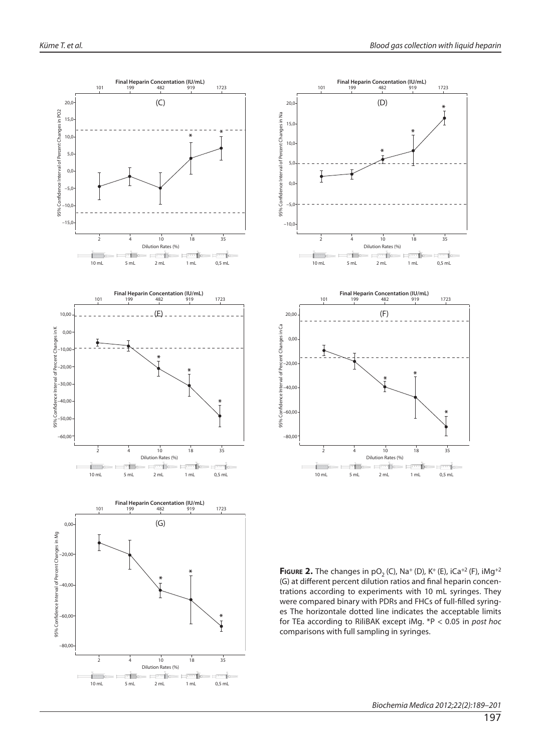**Figure 2.** The changes in $pO_2$ (C), $Na^+$ (D), $K^+$ (E), $iCa^{+2}$ (F), $iMg^{+2}$ (G) at different percent dilution ratios and final heparin concentrations according to experiments with 10 mL syringes. They were compared binary with PDRs and FHCs of full-filled syringes The horizontale dotted line indicates the acceptable limits for TEa according to RiliBAK except iMg. *P < 0.05 in *post hoc* comparisons with full sampling in syringes.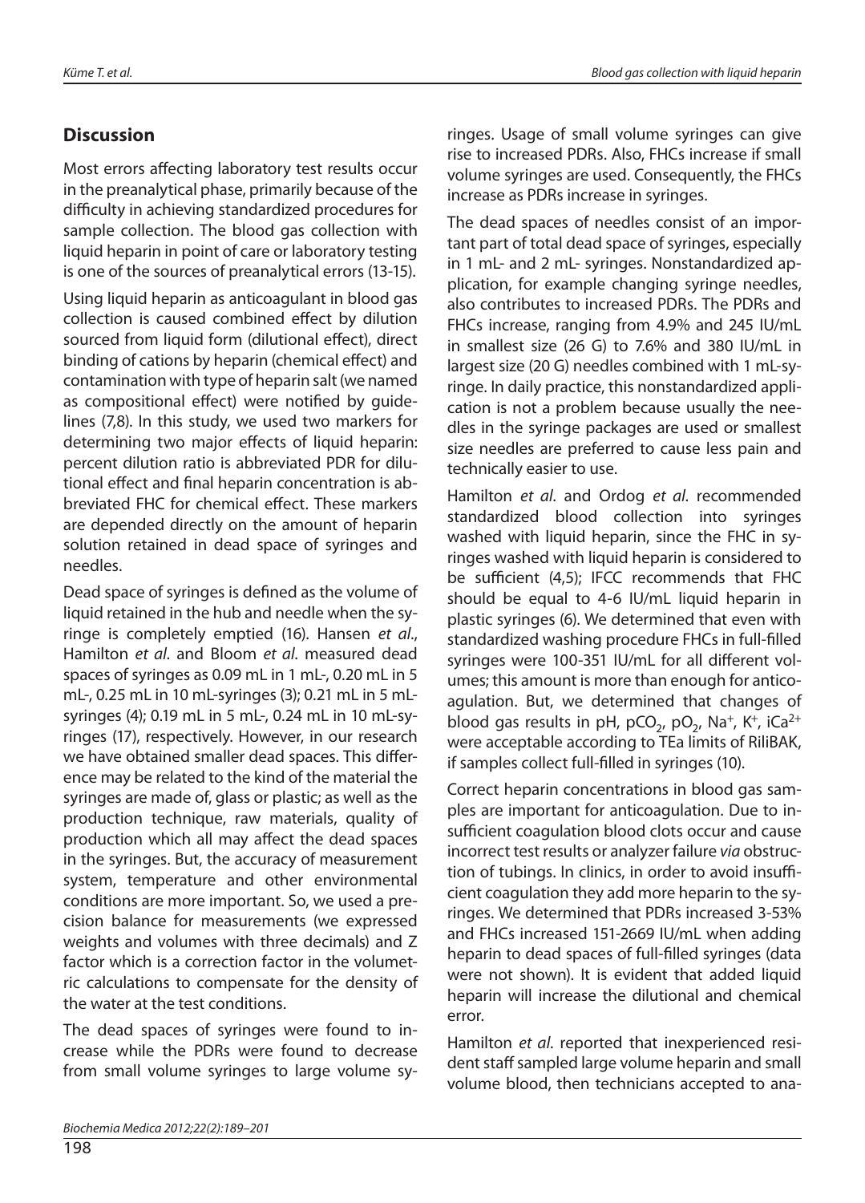## Discussion

Most errors affecting laboratory test results occur in the preanalytical phase, primarily because of the difficulty in achieving standardized procedures for sample collection. The blood gas collection with liquid heparin in point of care or laboratory testing is one of the sources of preanalytical errors (13-15).

Using liquid heparin as anticoagulant in blood gas collection is caused combined effect by dilution sourced from liquid form (dilutional effect), direct binding of cations by heparin (chemical effect) and contamination with type of heparin salt (we named as compositional effect) were notified by guidelines (7,8). In this study, we used two markers for determining two major effects of liquid heparin: percent dilution ratio is abbreviated PDR for dilutional effect and final heparin concentration is abbreviated FHC for chemical effect. These markers are depended directly on the amount of heparin solution retained in dead space of syringes and needles.

Dead space of syringes is defined as the volume of liquid retained in the hub and needle when the syringe is completely emptied (16). Hansen *et al*., Hamilton *et al*. and Bloom *et al*. measured dead spaces of syringes as 0.09 mL in 1 mL-, 0.20 mL in 5 mL-, 0.25 mL in 10 mL-syringes (3); 0.21 mL in 5 mL-syringes (4); 0.19 mL in 5 mL-, 0.24 mL in 10 mL-syringes (17), respectively. However, in our research we have obtained smaller dead spaces. This difference may be related to the kind of the material the syringes are made of, glass or plastic; as well as the production technique, raw materials, quality of production which all may affect the dead spaces in the syringes. But, the accuracy of measurement system, temperature and other environmental conditions are more important. So, we used a precision balance for measurements (we expressed weights and volumes with three decimals) and Z factor which is a correction factor in the volumetric calculations to compensate for the density of the water at the test conditions.

The dead spaces of syringes were found to increase while the PDRs were found to decrease from small volume syringes to large volume syringes. Usage of small volume syringes can give rise to increased PDRs. Also, FHCs increase if small volume syringes are used. Consequently, the FHCs increase as PDRs increase in syringes.

The dead spaces of needles consist of an important part of total dead space of syringes, especially in 1 mL- and 2 mL- syringes. Nonstandardized application, for example changing syringe needles, also contributes to increased PDRs. The PDRs and FHCs increase, ranging from 4.9% and 245 IU/mL in smallest size (26 G) to 7.6% and 380 IU/mL in largest size (20 G) needles combined with 1 mL-syringe. In daily practice, this nonstandardized application is not a problem because usually the needles in the syringe packages are used or smallest size needles are preferred to cause less pain and technically easier to use.

Hamilton *et al*. and Ordog *et al*. recommended standardized blood collection into syringes washed with liquid heparin, since the FHC in syringes washed with liquid heparin is considered to be sufficient (4,5); IFCC recommends that FHC should be equal to 4-6 IU/mL liquid heparin in plastic syringes (6). We determined that even with standardized washing procedure FHCs in full-filled syringes were 100-351 IU/mL for all different volumes; this amount is more than enough for anticoagulation. But, we determined that changes of blood gas results in pH, $pCO_2$, $pO_2$, $Na^+$, $K^+$, $iCa^{2+}$ were acceptable according to TEa limits of RiliBAK, if samples collect full-filled in syringes (10).

Correct heparin concentrations in blood gas samples are important for anticoagulation. Due to insufficient coagulation blood clots occur and cause incorrect test results or analyzer failure *via* obstruction of tubings. In clinics, in order to avoid insufficient coagulation they add more heparin to the syringes. We determined that PDRs increased 3-53% and FHCs increased 151-2669 IU/mL when adding heparin to dead spaces of full-filled syringes (data were not shown). It is evident that added liquid heparin will increase the dilutional and chemical error.

Hamilton *et al*. reported that inexperienced resident staff sampled large volume heparin and small volume blood, then technicians accepted to ana-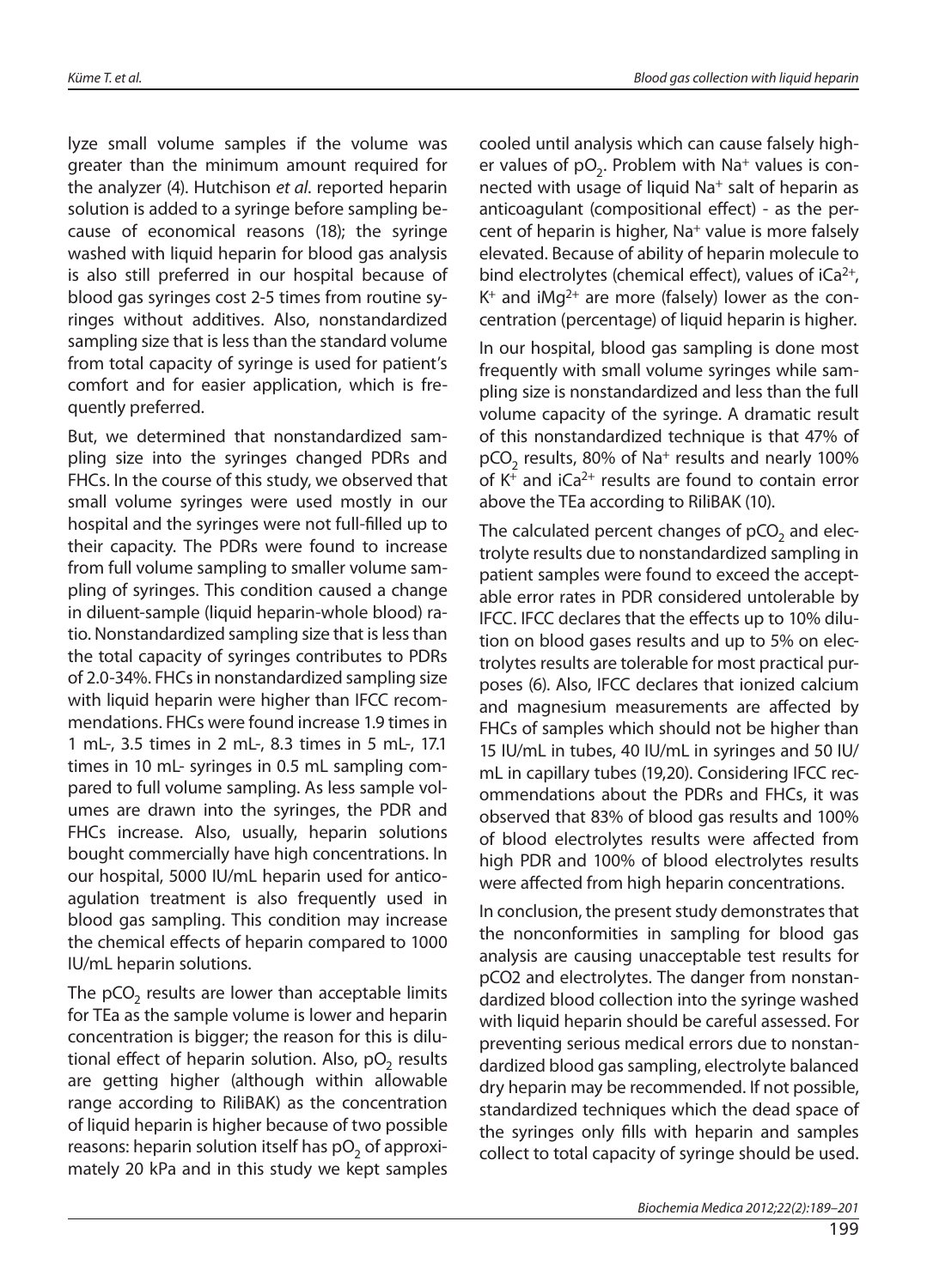lyze small volume samples if the volume was greater than the minimum amount required for the analyzer (4). Hutchison *et al*. reported heparin solution is added to a syringe before sampling because of economical reasons (18); the syringe washed with liquid heparin for blood gas analysis is also still preferred in our hospital because of blood gas syringes cost 2-5 times from routine syringes without additives. Also, nonstandardized sampling size that is less than the standard volume from total capacity of syringe is used for patient's comfort and for easier application, which is frequently preferred.

But, we determined that nonstandardized sampling size into the syringes changed PDRs and FHCs. In the course of this study, we observed that small volume syringes were used mostly in our hospital and the syringes were not full-filled up to their capacity. The PDRs were found to increase from full volume sampling to smaller volume sampling of syringes. This condition caused a change in diluent-sample (liquid heparin-whole blood) ratio. Nonstandardized sampling size that is less than the total capacity of syringes contributes to PDRs of 2.0-34%. FHCs in nonstandardized sampling size with liquid heparin were higher than IFCC recommendations. FHCs were found increase 1.9 times in 1 mL-, 3.5 times in 2 mL-, 8.3 times in 5 mL-, 17.1 times in 10 mL- syringes in 0.5 mL sampling compared to full volume sampling. As less sample volumes are drawn into the syringes, the PDR and FHCs increase. Also, usually, heparin solutions bought commercially have high concentrations. In our hospital, 5000 IU/mL heparin used for anticoagulation treatment is also frequently used in blood gas sampling. This condition may increase the chemical effects of heparin compared to 1000 IU/mL heparin solutions.

The $pCO_2$ results are lower than acceptable limits for TEa as the sample volume is lower and heparin concentration is bigger; the reason for this is dilutional effect of heparin solution. Also, $pO_2$ results are getting higher (although within allowable range according to RiliBAK) as the concentration of liquid heparin is higher because of two possible reasons: heparin solution itself has $pO_2$ of approximately 20 kPa and in this study we kept samples cooled until analysis which can cause falsely higher values of $pO_2$. Problem with $Na^+$ values is connected with usage of liquid $Na^+$ salt of heparin as anticoagulant (compositional effect) - as the percent of heparin is higher, $Na^+$ value is more falsely elevated. Because of ability of heparin molecule to bind electrolytes (chemical effect), values of $iCa^{2+}$, $K^+$ and $iMg^{2+}$ are more (falsely) lower as the concentration (percentage) of liquid heparin is higher.

In our hospital, blood gas sampling is done most frequently with small volume syringes while sampling size is nonstandardized and less than the full volume capacity of the syringe. A dramatic result of this nonstandardized technique is that 47% of $pCO_2$ results, 80% of $Na^+$ results and nearly 100% of $K^+$ and $iCa^{2+}$ results are found to contain error above the TEa according to RiliBAK (10).

The calculated percent changes of $pCO_2$ and electrolyte results due to nonstandardized sampling in patient samples were found to exceed the acceptable error rates in PDR considered untolerable by IFCC. IFCC declares that the effects up to 10% dilution on blood gases results and up to 5% on electrolytes results are tolerable for most practical purposes (6). Also, IFCC declares that ionized calcium and magnesium measurements are affected by FHCs of samples which should not be higher than 15 IU/mL in tubes, 40 IU/mL in syringes and 50 IU/mL in capillary tubes (19,20). Considering IFCC recommendations about the PDRs and FHCs, it was observed that 83% of blood gas results and 100% of blood electrolytes results were affected from high PDR and 100% of blood electrolytes results were affected from high heparin concentrations.

In conclusion, the present study demonstrates that the nonconformities in sampling for blood gas analysis are causing unacceptable test results for pCO2 and electrolytes. The danger from nonstandardized blood collection into the syringe washed with liquid heparin should be careful assessed. For preventing serious medical errors due to nonstandardized blood gas sampling, electrolyte balanced dry heparin may be recommended. If not possible, standardized techniques which the dead space of the syringes only fills with heparin and samples collect to total capacity of syringe should be used.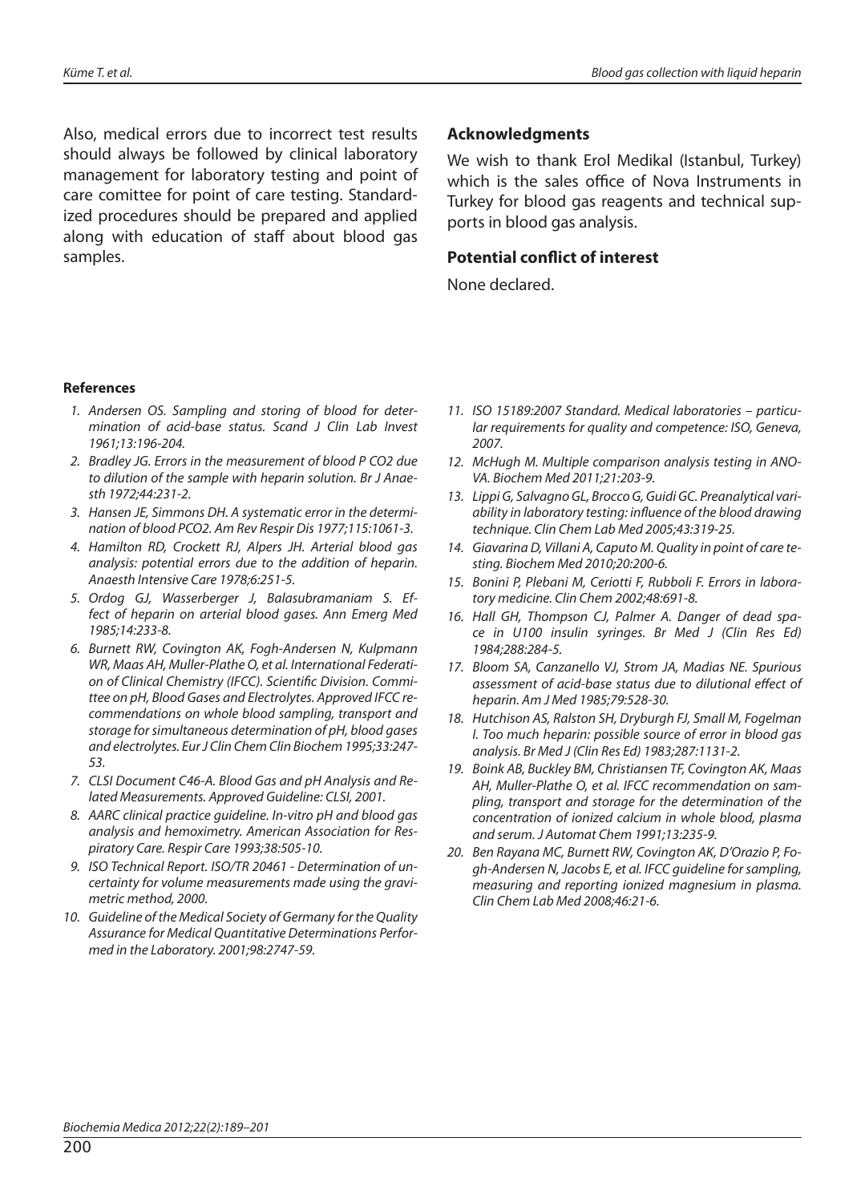Also, medical errors due to incorrect test results should always be followed by clinical laboratory management for laboratory testing and point of care comittee for point of care testing. Standardized procedures should be prepared and applied along with education of staff about blood gas samples.

## Acknowledgments

We wish to thank Erol Medikal (Istanbul, Turkey) which is the sales office of Nova Instruments in Turkey for blood gas reagents and technical supports in blood gas analysis.

## Potential conflict of interest

None declared.

## References

1. *Andersen OS. Sampling and storing of blood for determination of acid-base status. Scand J Clin Lab Invest 1961;13:196-204.*
2. *Bradley JG. Errors in the measurement of blood P CO2 due to dilution of the sample with heparin solution. Br J Anaesth 1972;44:231-2.*
3. *Hansen JE, Simmons DH. A systematic error in the determination of blood PCO2. Am Rev Respir Dis 1977;115:1061-3.*
4. *Hamilton RD, Crockett RJ, Alpers JH. Arterial blood gas analysis: potential errors due to the addition of heparin. Anaesth Intensive Care 1978;6:251-5.*
5. *Ordog GJ, Wasserberger J, Balasubramaniam S. Effect of heparin on arterial blood gases. Ann Emerg Med 1985;14:233-8.*
6. *Burnett RW, Covington AK, Fogh-Andersen N, Kulpmann WR, Maas AH, Muller-Plathe O, et al. International Federation of Clinical Chemistry (IFCC). Scientific Division. Committee on pH, Blood Gases and Electrolytes. Approved IFCC recommendations on whole blood sampling, transport and storage for simultaneous determination of pH, blood gases and electrolytes. Eur J Clin Chem Clin Biochem 1995;33:247-53.*
7. *CLSI Document C46-A. Blood Gas and pH Analysis and Related Measurements. Approved Guideline: CLSI, 2001.*
8. *AARC clinical practice guideline. In-vitro pH and blood gas analysis and hemoximetry. American Association for Respiratory Care. Respir Care 1993;38:505-10.*
9. *ISO Technical Report. ISO/TR 20461 - Determination of uncertainty for volume measurements made using the gravimetric method, 2000.*
10. *Guideline of the Medical Society of Germany for the Quality Assurance for Medical Quantitative Determinations Performed in the Laboratory. 2001;98:2747-59.*
11. *ISO 15189:2007 Standard. Medical laboratories – particular requirements for quality and competence: ISO, Geneva, 2007.*
12. *McHugh M. Multiple comparison analysis testing in ANOVA. Biochem Med 2011;21:203-9.*
13. *Lippi G, Salvagno GL, Brocco G, Guidi GC. Preanalytical variability in laboratory testing: influence of the blood drawing technique. Clin Chem Lab Med 2005;43:319-25.*
14. *Giavarina D, Villani A, Caputo M. Quality in point of care testing. Biochem Med 2010;20:200-6.*
15. *Bonini P, Plebani M, Ceriotti F, Rubboli F. Errors in laboratory medicine. Clin Chem 2002;48:691-8.*
16. *Hall GH, Thompson CJ, Palmer A. Danger of dead space in U100 insulin syringes. Br Med J (Clin Res Ed) 1984;288:284-5.*
17. *Bloom SA, Canzanello VJ, Strom JA, Madias NE. Spurious assessment of acid-base status due to dilutional effect of heparin. Am J Med 1985;79:528-30.*
18. *Hutchison AS, Ralston SH, Dryburgh FJ, Small M, Fogelman I. Too much heparin: possible source of error in blood gas analysis. Br Med J (Clin Res Ed) 1983;287:1131-2.*
19. *Boink AB, Buckley BM, Christiansen TF, Covington AK, Maas AH, Muller-Plathe O, et al. IFCC recommendation on sampling, transport and storage for the determination of the concentration of ionized calcium in whole blood, plasma and serum. J Automat Chem 1991;13:235-9.*
20. *Ben Rayana MC, Burnett RW, Covington AK, D'Orazio P, Fogh-Andersen N, Jacobs E, et al. IFCC guideline for sampling, measuring and reporting ionized magnesium in plasma. Clin Chem Lab Med 2008;46:21-6.*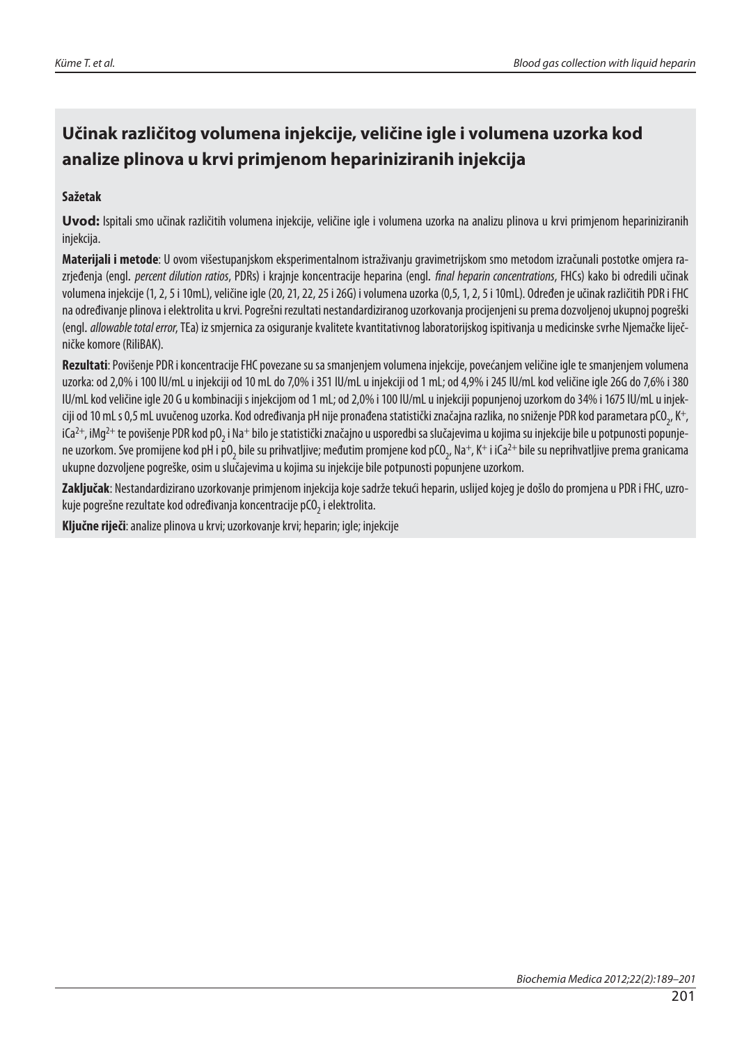## Učinak različitog volumena injekcije, veličine igle i volumena uzorka kod analize plinova u krvi primjenom hepariniziranih injekcija

**Sažetak**

**Uvod:** Ispitali smo učinak različitih volumena injekcije, veličine igle i volumena uzorka na analizu plinova u krvi primjenom hepariniziranih injekcija.

**Materijali i metode**: U ovom višestupanjskom eksperimentalnom istraživanju gravimetrijskom smo metodom izračunali postotke omjera razrjeđenja (engl. *percent dilution ratios*, PDRs) i krajnje koncentracije heparina (engl. *final heparin concentrations*, FHCs) kako bi odredili učinak volumena injekcije (1, 2, 5 i 10mL), veličine igle (20, 21, 22, 25 i 26G) i volumena uzorka (0,5, 1, 2, 5 i 10mL). Određen je učinak različitih PDR i FHC na određivanje plinova i elektrolita u krvi. Pogrešni rezultati nestandardiziranog uzorkovanja procijenjeni su prema dozvoljenoj ukupnoj pogrešci (engl. *allowable total error*, TEa) iz smjernica za osiguranje kvalitete kvantitativnog laboratorijskog ispitivanja u medicinske svrhe Njemačke liječničke komore (RiliBAK).

**Rezultati**: Povišenje PDR i koncentracije FHC povezane su sa smanjenjem volumena injekcije, povećanjem veličine igle te smanjenjem volumena uzorka: od 2,0% i 100 IU/mL u injekciji od 10 mL do 7,0% i 351 IU/mL u injekciji od 1 mL; od 4,9% i 245 IU/mL kod veličine igle 26G do 7,6% i 380 IU/mL kod veličine igle 20 G u kombinaciji s injekcijom od 1 mL; od 2,0% i 100 IU/mL u injekciji popunjenoj uzorkom do 34% i 1675 IU/mL u injekciji od 10 mL s 0,5 mL uvučenog uzorka. Kod određivanja pH nije pronađena statistički značajna razlika, no sniženje PDR kod parametara $pCO_2$, $K^+$, $iCa^{2+}$, $iMg^{2+}$ te povišenje PDR kod $pO_2$ i $Na^+$ bilo je statistički značajno u usporedbi sa slučajevima u kojima su injekcije bile u potpunosti popunjene uzorkom. Sve promijene kod pH i $pO_2$ bile su prihvatljive; međutim promjene kod $pCO_2$, $Na^+$, $K^+$ i $iCa^{2+}$ bile su neprihvatljive prema granicama ukupne dozvoljene pogreške, osim u slučajevima u kojima su injekcije bile potpunosti popunjene uzorkom.

**Zaključak**: Nestandardizirano uzorkovanje primjenom injekcija koje sadrže tekući heparin, uslijed kojeg je došlo do promjena u PDR i FHC, uzrokuje pogrešne rezultate kod određivanja koncentracije $pCO_2$ i elektrolita.

**Ključne riječi**: analize plinova u krvi; uzorkovanje krvi; heparin; igle; injekcije